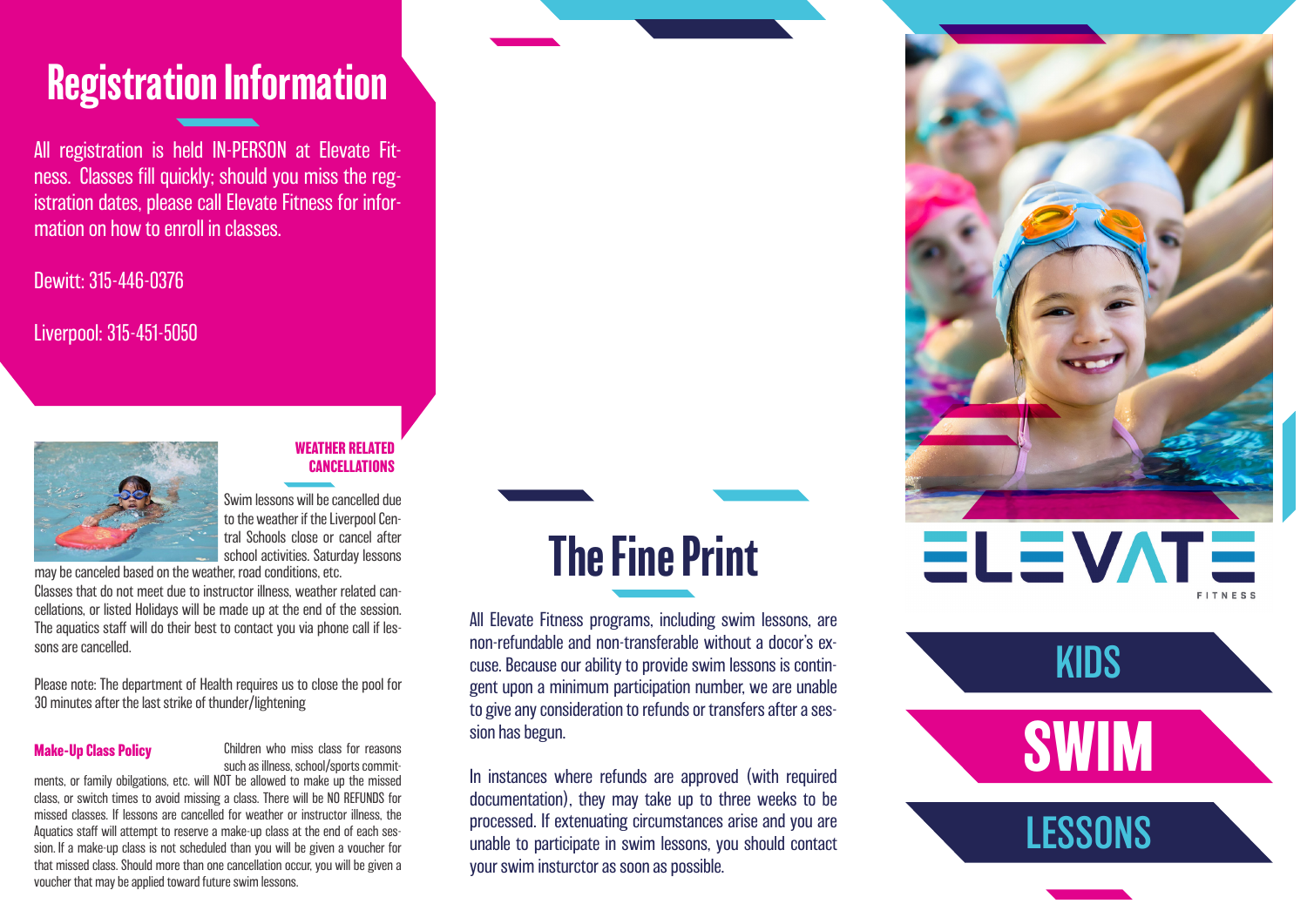# Registration Information

All registration is held IN-PERSON at Elevate Fitness. Classes fill quickly; should you miss the registration dates, please call Elevate Fitness for information on how to enroll in classes.

Dewitt: 315-446-0376

Liverpool: 315-451-5050

### WEATHER RELATED CANCELLATIONS

Swim lessons will be cancelled due to the weather if the Liverpool Central Schools close or cancel after school activities. Saturday lessons may be canceled based on the weather, road conditions, etc.

Classes that do not meet due to instructor illness, weather related cancellations, or listed Holidays will be made up at the end of the session. The aquatics staff will do their best to contact you via phone call if lessons are cancelled.

Please note: The department of Health requires us to close the pool for 30 minutes after the last strike of thunder/lightening

### Make-Up Class Policy

Children who miss class for reasons such as illness, school/sports commitments, or family obilgations, etc. will NOT be allowed to make up the missed class, or switch times to avoid missing a class. There will be NO REFUNDS for missed classes. If lessons are cancelled for weather or instructor illness, the Aquatics staff will attempt to reserve a make-up class at the end of each session. If a make-up class is not scheduled than you will be given a voucher for that missed class. Should more than one cancellation occur, you will be given a voucher that may be applied toward future swim lessons.

# The Fine Print

All Elevate Fitness programs, including swim lessons, are non-refundable and non-transferable without a docor's excuse. Because our ability to provide swim lessons is contingent upon a minimum participation number, we are unable to give any consideration to refunds or transfers after a session has begun.

In instances where refunds are approved (with required documentation), they may take up to three weeks to be processed. If extenuating circumstances arise and you are unable to participate in swim lessons, you should contact your swim insturctor as soon as possible.

ELEVATE FITNESS

# KIDS SWIM LESSONS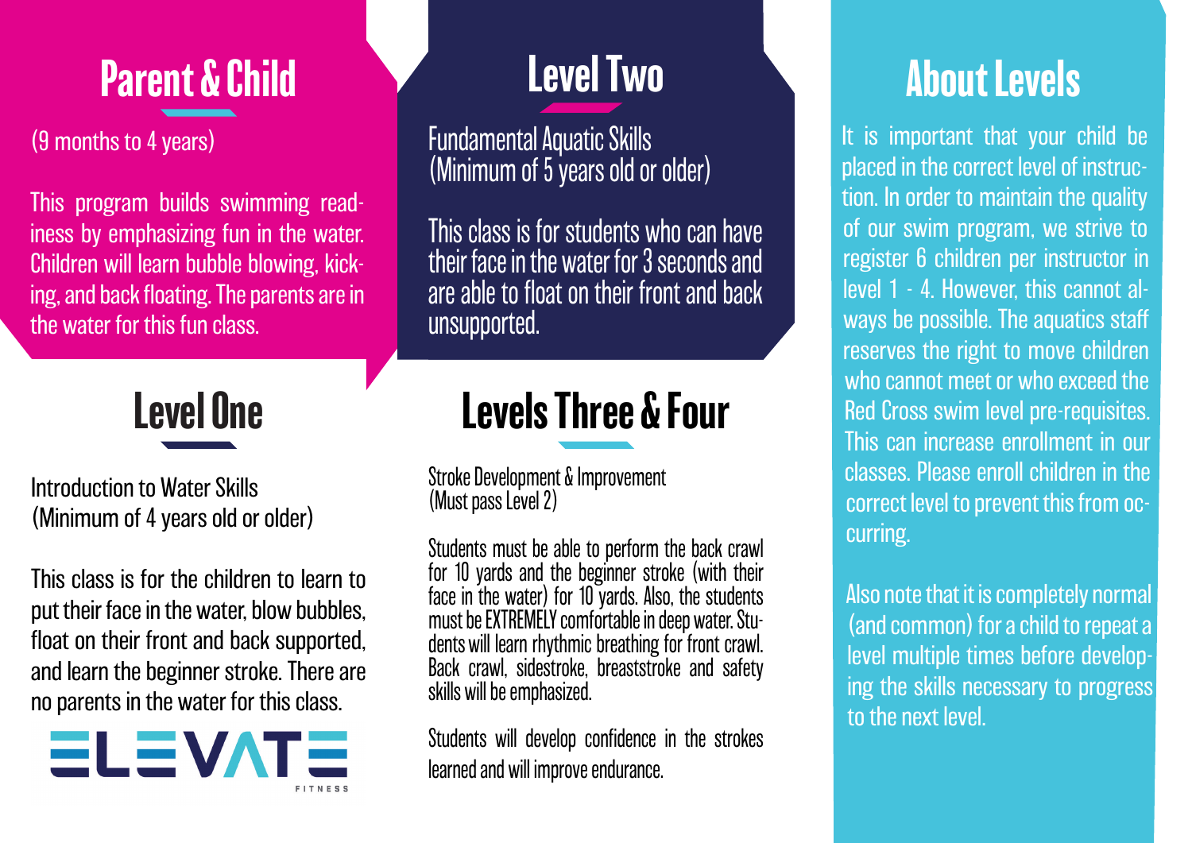## Parent & Child

(9 months to 4 years)

This program builds swimming readiness by emphasizing fun in the water. Children will learn bubble blowing, kicking, and back floating. The parents are in the water for this fun class.

## Level One

Introduction to Water Skills
(Minimum of 4 years old or older)

This class is for the children to learn to put their face in the water, blow bubbles, float on their front and back supported, and learn the beginner stroke. There are no parents in the water for this class.

ELEVATE FITNESS

## Level Two

Fundamental Aquatic Skills
(Minimum of 5 years old or older)

This class is for students who can have their face in the water for 3 seconds and are able to float on their front and back unsupported.

## Levels Three & Four

Stroke Development & Improvement
(Must pass Level 2)

Students must be able to perform the back crawl for 10 yards and the beginner stroke (with their face in the water) for 10 yards. Also, the students must be EXTREMELY comfortable in deep water. Students will learn rhythmic breathing for front crawl. Back crawl, sidestroke, breaststroke and safety skills will be emphasized.

Students will develop confidence in the strokes learned and will improve endurance.

## About Levels

It is important that your child be placed in the correct level of instruction. In order to maintain the quality of our swim program, we strive to register 6 children per instructor in level 1 - 4. However, this cannot always be possible. The aquatics staff reserves the right to move children who cannot meet or who exceed the Red Cross swim level pre-requisites. This can increase enrollment in our classes. Please enroll children in the correct level to prevent this from occurring.

Also note that it is completely normal (and common) for a child to repeat a level multiple times before developing the skills necessary to progress to the next level.